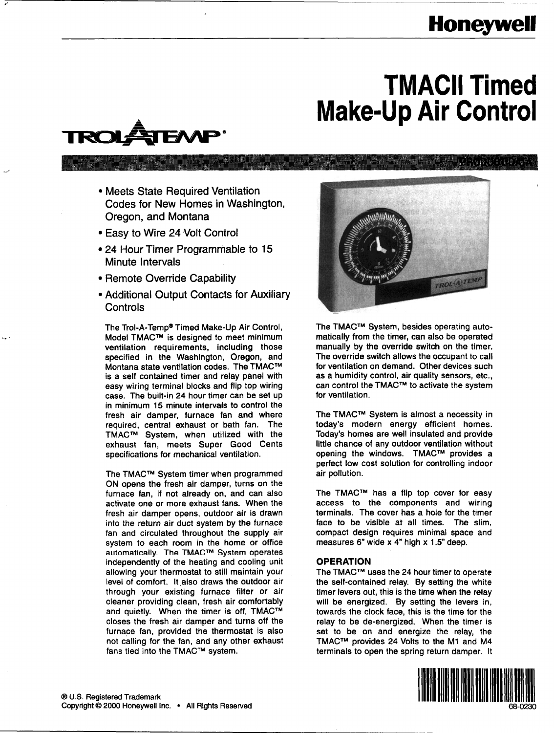Honeywell

# TMACII Timed Make-Up Air Control

TROL-A-TEMP®

PRODUCT DATA

- Meets State Required Ventilation Codes for New Homes in Washington, Oregon, and Montana
- Easy to Wire 24 Volt Control
- 24 Hour Timer Programmable to 15 Minute Intervals
- Remote Override Capability
- Additional Output Contacts for Auxiliary Controls

The Trol-A-Temp® Timed Make-Up Air Control, Model TMAC™ is designed to meet minimum ventilation requirements, including those specified in the Washington, Oregon, and Montana state ventilation codes. The TMAC™ is a self contained timer and relay panel with easy wiring terminal blocks and flip top wiring case. The built-in 24 hour timer can be set up in minimum 15 minute intervals to control the fresh air damper, furnace fan and where required, central exhaust or bath fan. The TMAC™ System, when utilized with the exhaust fan, meets Super Good Cents specifications for mechanical ventilation.

The TMAC™ System timer when programmed ON opens the fresh air damper, turns on the furnace fan, if not already on, and can also activate one or more exhaust fans. When the fresh air damper opens, outdoor air is drawn into the return air duct system by the furnace fan and circulated throughout the supply air system to each room in the home or office automatically. The TMAC™ System operates independently of the heating and cooling unit allowing your thermostat to still maintain your level of comfort. It also draws the outdoor air through your existing furnace filter or air cleaner providing clean, fresh air comfortably and quietly. When the timer is off, TMAC™ closes the fresh air damper and turns off the furnace fan, provided the thermostat is also not calling for the fan, and any other exhaust fans tied into the TMAC™ system.

The TMAC™ System, besides operating automatically from the timer, can also be operated manually by the override switch on the timer. The override switch allows the occupant to call for ventilation on demand. Other devices such as a humidity control, air quality sensors, etc., can control the TMAC™ to activate the system for ventilation.

The TMAC™ System is almost a necessity in today's modern energy efficient homes. Today's homes are well insulated and provide little chance of any outdoor ventilation without opening the windows. TMAC™ provides a perfect low cost solution for controlling indoor air pollution.

The TMAC™ has a flip top cover for easy access to the components and wiring terminals. The cover has a hole for the timer face to be visible at all times. The slim, compact design requires minimal space and measures 6" wide x 4" high x 1.5" deep.

## OPERATION

The TMAC™ uses the 24 hour timer to operate the self-contained relay. By setting the white timer levers out, this is the time when the relay will be energized. By setting the levers in, towards the clock face, this is the time for the relay to be de-energized. When the timer is set to be on and energize the relay, the TMAC™ provides 24 Volts to the M1 and M4 terminals to open the spring return damper. It

® U.S. Registered Trademark
Copyright © 2000 Honeywell Inc. • All Rights Reserved

68-0230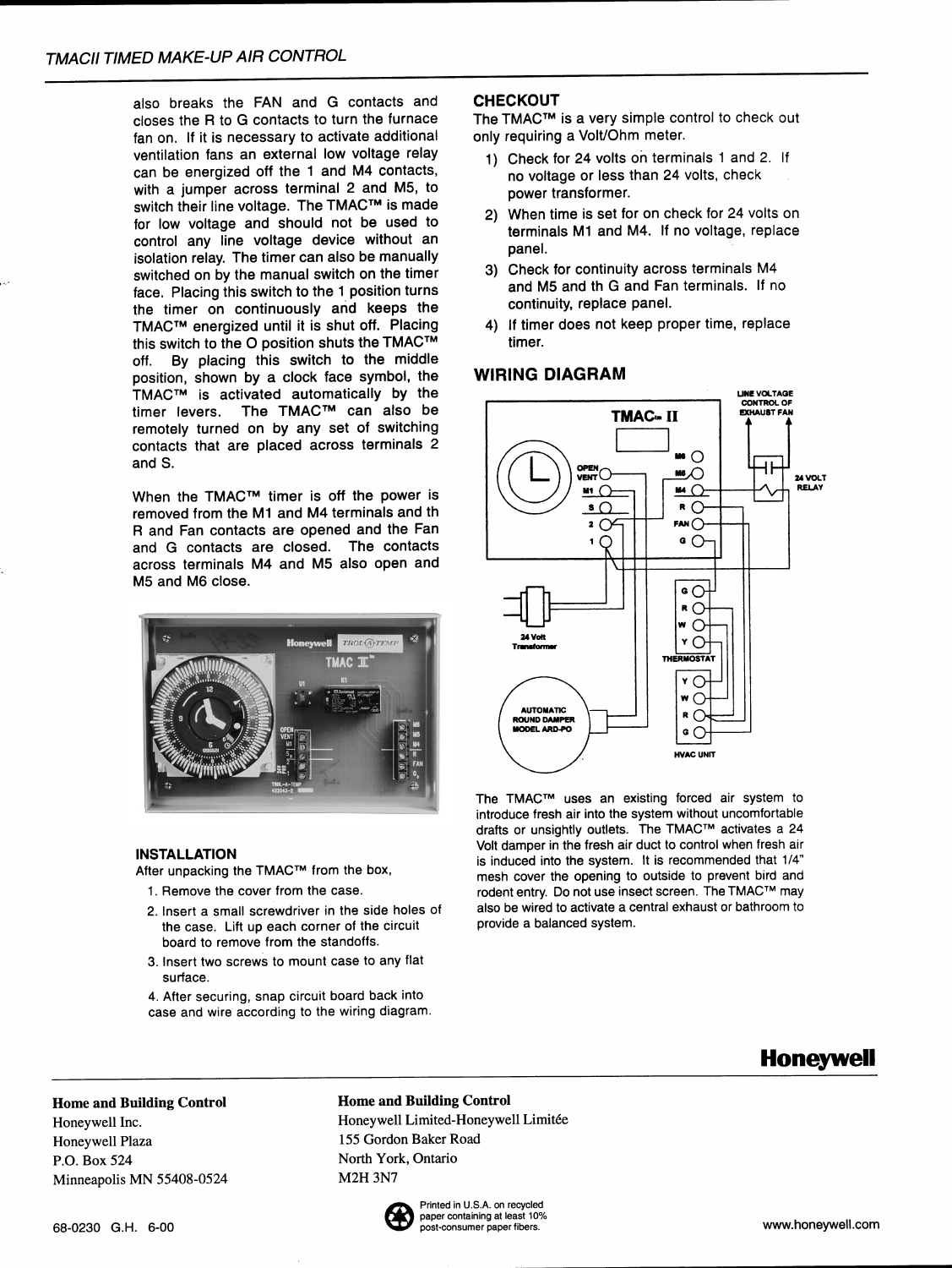also breaks the FAN and G contacts and closes the R to G contacts to turn the furnace fan on. If it is necessary to activate additional ventilation fans an external low voltage relay can be energized off the 1 and M4 contacts, with a jumper across terminal 2 and M5, to switch their line voltage. The TMAC™ is made for low voltage and should not be used to control any line voltage device without an isolation relay. The timer can also be manually switched on by the manual switch on the timer face. Placing this switch to the 1 position turns the timer on continuously and keeps the TMAC™ energized until it is shut off. Placing this switch to the O position shuts the TMAC™ off. By placing this switch to the middle position, shown by a clock face symbol, the TMAC™ is activated automatically by the timer levers. The TMAC™ can also be remotely turned on by any set of switching contacts that are placed across terminals 2 and S.

When the TMAC™ timer is off the power is removed from the M1 and M4 terminals and th R and Fan contacts are opened and the Fan and G contacts are closed. The contacts across terminals M4 and M5 also open and M5 and M6 close.

## INSTALLATION

After unpacking the TMAC™ from the box,

1. Remove the cover from the case.
2. Insert a small screwdriver in the side holes of the case. Lift up each corner of the circuit board to remove from the standoffs.
3. Insert two screws to mount case to any flat surface.
4. After securing, snap circuit board back into case and wire according to the wiring diagram.

## CHECKOUT

The TMAC™ is a very simple control to check out only requiring a Volt/Ohm meter.

1) Check for 24 volts on terminals 1 and 2. If no voltage or less than 24 volts, check power transformer.
2) When time is set for on check for 24 volts on terminals M1 and M4. If no voltage, replace panel.
3) Check for continuity across terminals M4 and M5 and th G and Fan terminals. If no continuity, replace panel.
4) If timer does not keep proper time, replace timer.

## WIRING DIAGRAM

TMAC™ II

OPEN VENT
M1
S
2
1
M6
M5
M4
R
FAN
G

LINE VOLTAGE CONTROL OF EXHAUST FAN

24 VOLT RELAY

24 Volt Transformer

G
R
W
Y
THERMOSTAT

Y
W
R
G
HVAC UNIT

AUTOMATIC ROUND DAMPER MODEL ARD-PO

The TMAC™ uses an existing forced air system to introduce fresh air into the system without uncomfortable drafts or unsightly outlets. The TMAC™ activates a 24 Volt damper in the fresh air duct to control when fresh air is induced into the system. It is recommended that 1/4" mesh cover the opening to outside to prevent bird and rodent entry. Do not use insect screen. The TMAC™ may also be wired to activate a central exhaust or bathroom to provide a balanced system.

**Honeywell**

**Home and Building Control**
Honeywell Inc.
Honeywell Plaza
P.O. Box 524
Minneapolis MN 55408-0524

**Home and Building Control**
Honeywell Limited-Honeywell Limitée
155 Gordon Baker Road
North York, Ontario
M2H 3N7

68-0230 G.H. 6-00

Printed in U.S.A. on recycled paper containing at least 10% post-consumer paper fibers.

www.honeywell.com